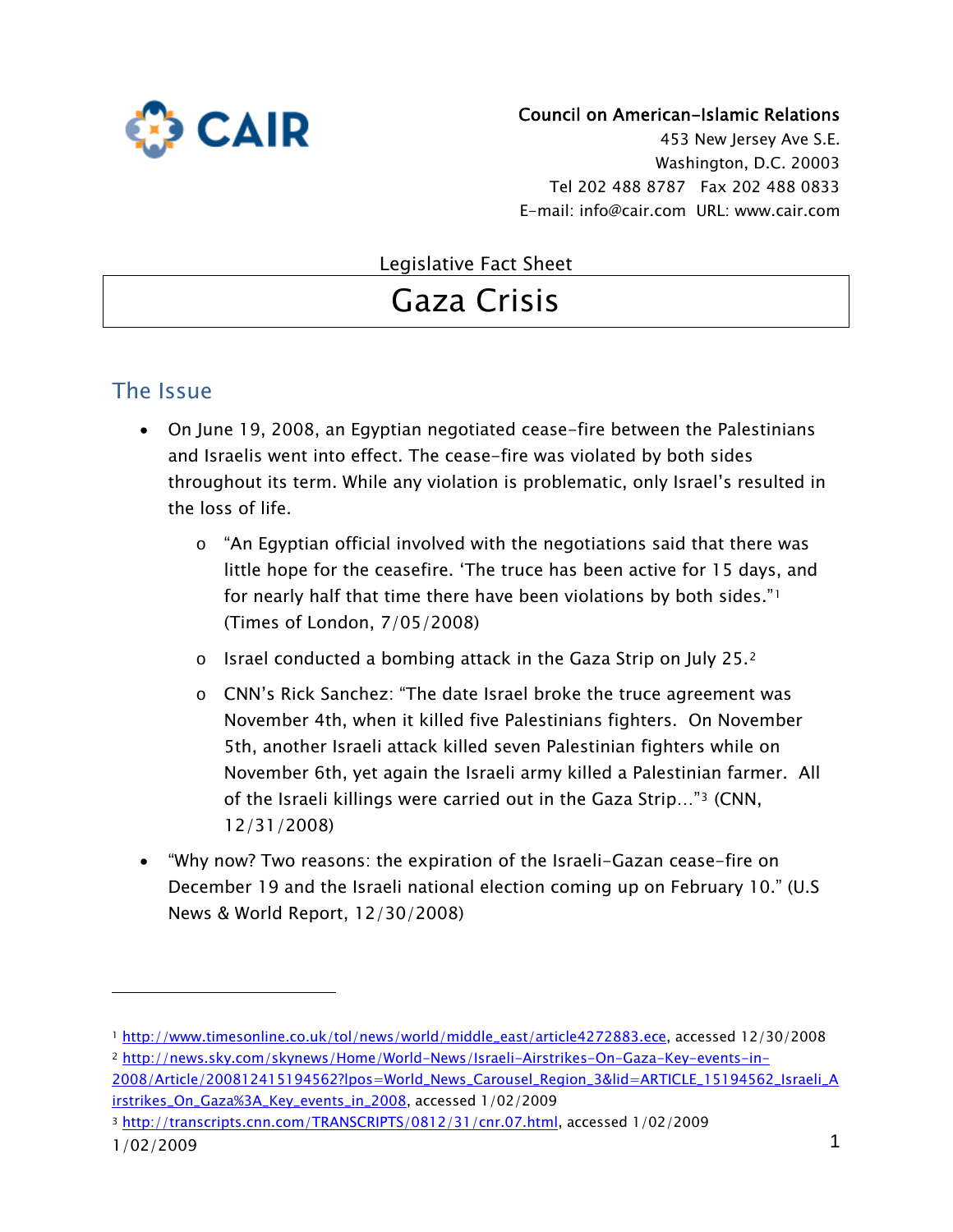CAIR

**Council on American-Islamic Relations**
453 New Jersey Ave S.E.
Washington, D.C. 20003
Tel 202 488 8787 Fax 202 488 0833
E-mail: info@cair.com URL: www.cair.com

Legislative Fact Sheet

# Gaza Crisis

## The Issue

- On June 19, 2008, an Egyptian negotiated cease-fire between the Palestinians and Israelis went into effect. The cease-fire was violated by both sides throughout its term. While any violation is problematic, only Israel's resulted in the loss of life.
    - "An Egyptian official involved with the negotiations said that there was little hope for the ceasefire. 'The truce has been active for 15 days, and for nearly half that time there have been violations by both sides."[1] (Times of London, 7/05/2008)
    - Israel conducted a bombing attack in the Gaza Strip on July 25.[2]
    - CNN's Rick Sanchez: "The date Israel broke the truce agreement was November 4th, when it killed five Palestinians fighters. On November 5th, another Israeli attack killed seven Palestinian fighters while on November 6th, yet again the Israeli army killed a Palestinian farmer. All of the Israeli killings were carried out in the Gaza Strip…"[3] (CNN, 12/31/2008)
- "Why now? Two reasons: the expiration of the Israeli-Gazan cease-fire on December 19 and the Israeli national election coming up on February 10." (U.S News & World Report, 12/30/2008)

---

[1] http://www.timesonline.co.uk/tol/news/world/middle_east/article4272883.ece, accessed 12/30/2008

[2] http://news.sky.com/skynews/Home/World-News/Israeli-Airstrikes-On-Gaza-Key-events-in-2008/Article/200812415194562?lpos=World_News_Carousel_Region_3&lid=ARTICLE_15194562_Israeli_Airstrikes_On_Gaza%3A_Key_events_in_2008, accessed 1/02/2009

[3] http://transcripts.cnn.com/TRANSCRIPTS/0812/31/cnr.07.html, accessed 1/02/2009

1/02/2009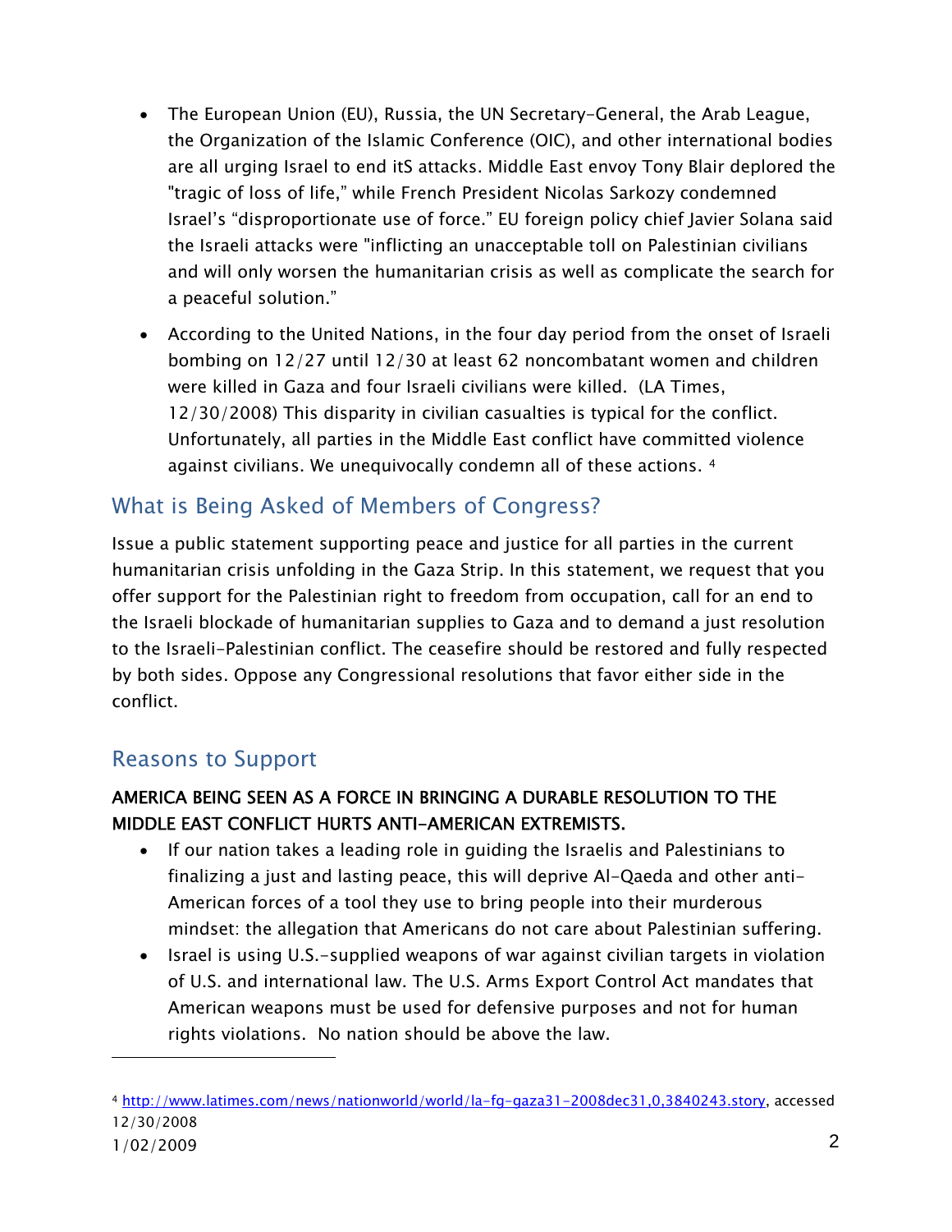- The European Union (EU), Russia, the UN Secretary-General, the Arab League, the Organization of the Islamic Conference (OIC), and other international bodies are all urging Israel to end itS attacks. Middle East envoy Tony Blair deplored the "tragic of loss of life," while French President Nicolas Sarkozy condemned Israel's "disproportionate use of force." EU foreign policy chief Javier Solana said the Israeli attacks were "inflicting an unacceptable toll on Palestinian civilians and will only worsen the humanitarian crisis as well as complicate the search for a peaceful solution."
- According to the United Nations, in the four day period from the onset of Israeli bombing on 12/27 until 12/30 at least 62 noncombatant women and children were killed in Gaza and four Israeli civilians were killed. (LA Times, 12/30/2008) This disparity in civilian casualties is typical for the conflict. Unfortunately, all parties in the Middle East conflict have committed violence against civilians. We unequivocally condemn all of these actions. [4]

## What is Being Asked of Members of Congress?

Issue a public statement supporting peace and justice for all parties in the current humanitarian crisis unfolding in the Gaza Strip. In this statement, we request that you offer support for the Palestinian right to freedom from occupation, call for an end to the Israeli blockade of humanitarian supplies to Gaza and to demand a just resolution to the Israeli-Palestinian conflict. The ceasefire should be restored and fully respected by both sides. Oppose any Congressional resolutions that favor either side in the conflict.

## Reasons to Support

**AMERICA BEING SEEN AS A FORCE IN BRINGING A DURABLE RESOLUTION TO THE MIDDLE EAST CONFLICT HURTS ANTI-AMERICAN EXTREMISTS.**

- If our nation takes a leading role in guiding the Israelis and Palestinians to finalizing a just and lasting peace, this will deprive Al-Qaeda and other anti-American forces of a tool they use to bring people into their murderous mindset: the allegation that Americans do not care about Palestinian suffering.
- Israel is using U.S.-supplied weapons of war against civilian targets in violation of U.S. and international law. The U.S. Arms Export Control Act mandates that American weapons must be used for defensive purposes and not for human rights violations. No nation should be above the law.

---

[4] http://www.latimes.com/news/nationworld/world/la-fg-gaza31-2008dec31,0,3840243.story, accessed 12/30/2008

1/02/2009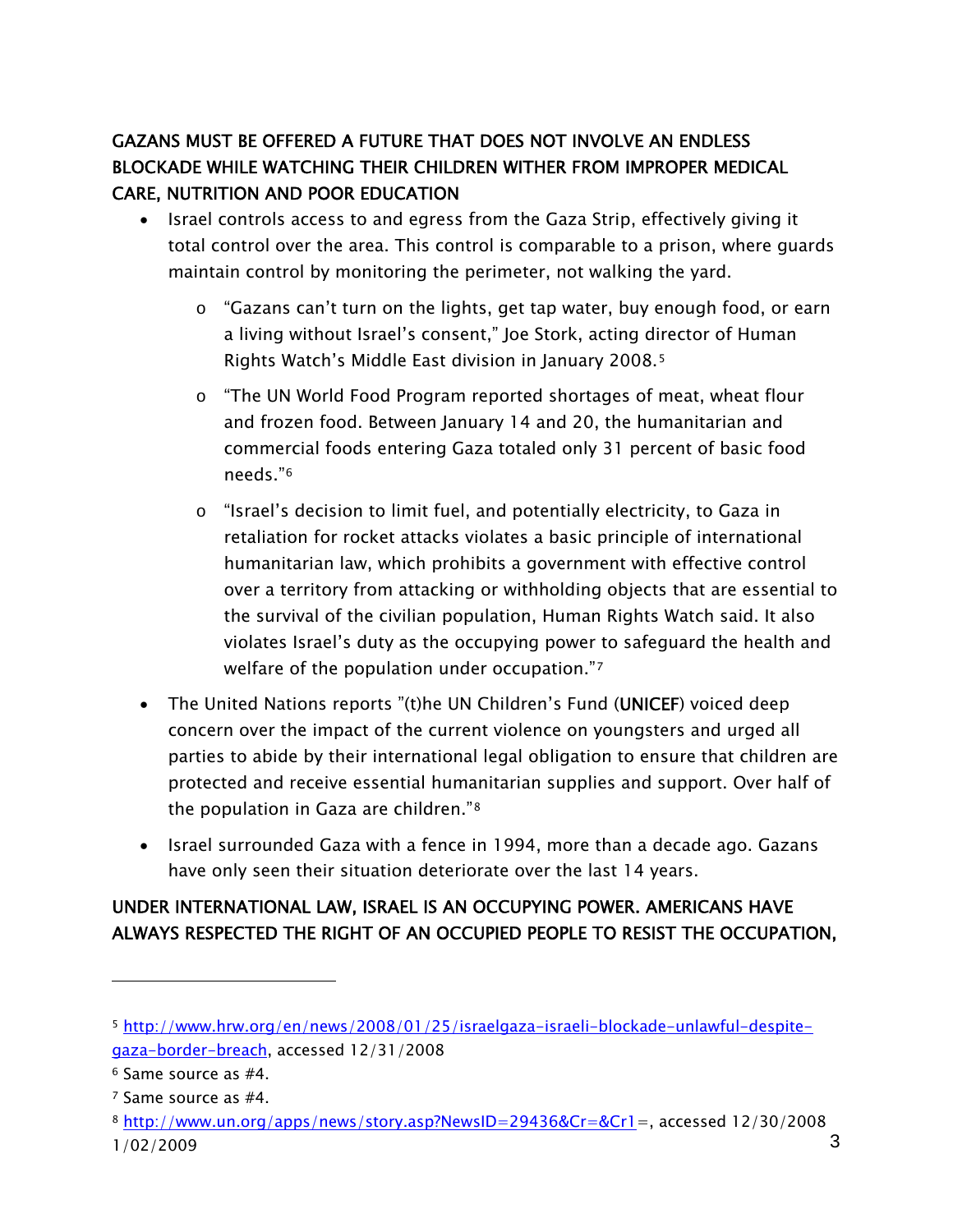**GAZANS MUST BE OFFERED A FUTURE THAT DOES NOT INVOLVE AN ENDLESS BLOCKADE WHILE WATCHING THEIR CHILDREN WITHER FROM IMPROPER MEDICAL CARE, NUTRITION AND POOR EDUCATION**

- Israel controls access to and egress from the Gaza Strip, effectively giving it total control over the area. This control is comparable to a prison, where guards maintain control by monitoring the perimeter, not walking the yard.
    - "Gazans can't turn on the lights, get tap water, buy enough food, or earn a living without Israel's consent," Joe Stork, acting director of Human Rights Watch's Middle East division in January 2008.[5]
    - "The UN World Food Program reported shortages of meat, wheat flour and frozen food. Between January 14 and 20, the humanitarian and commercial foods entering Gaza totaled only 31 percent of basic food needs."[6]
    - "Israel's decision to limit fuel, and potentially electricity, to Gaza in retaliation for rocket attacks violates a basic principle of international humanitarian law, which prohibits a government with effective control over a territory from attacking or withholding objects that are essential to the survival of the civilian population, Human Rights Watch said. It also violates Israel's duty as the occupying power to safeguard the health and welfare of the population under occupation."[7]
- The United Nations reports "(t)he UN Children's Fund (UNICEF) voiced deep concern over the impact of the current violence on youngsters and urged all parties to abide by their international legal obligation to ensure that children are protected and receive essential humanitarian supplies and support. Over half of the population in Gaza are children."[8]
- Israel surrounded Gaza with a fence in 1994, more than a decade ago. Gazans have only seen their situation deteriorate over the last 14 years.

**UNDER INTERNATIONAL LAW, ISRAEL IS AN OCCUPYING POWER. AMERICANS HAVE ALWAYS RESPECTED THE RIGHT OF AN OCCUPIED PEOPLE TO RESIST THE OCCUPATION,**

---

[5] http://www.hrw.org/en/news/2008/01/25/israelgaza-israeli-blockade-unlawful-despite-gaza-border-breach, accessed 12/31/2008

[6] Same source as #4.

[7] Same source as #4.

[8] http://www.un.org/apps/news/story.asp?NewsID=29436&Cr=&Cr1=, accessed 12/30/2008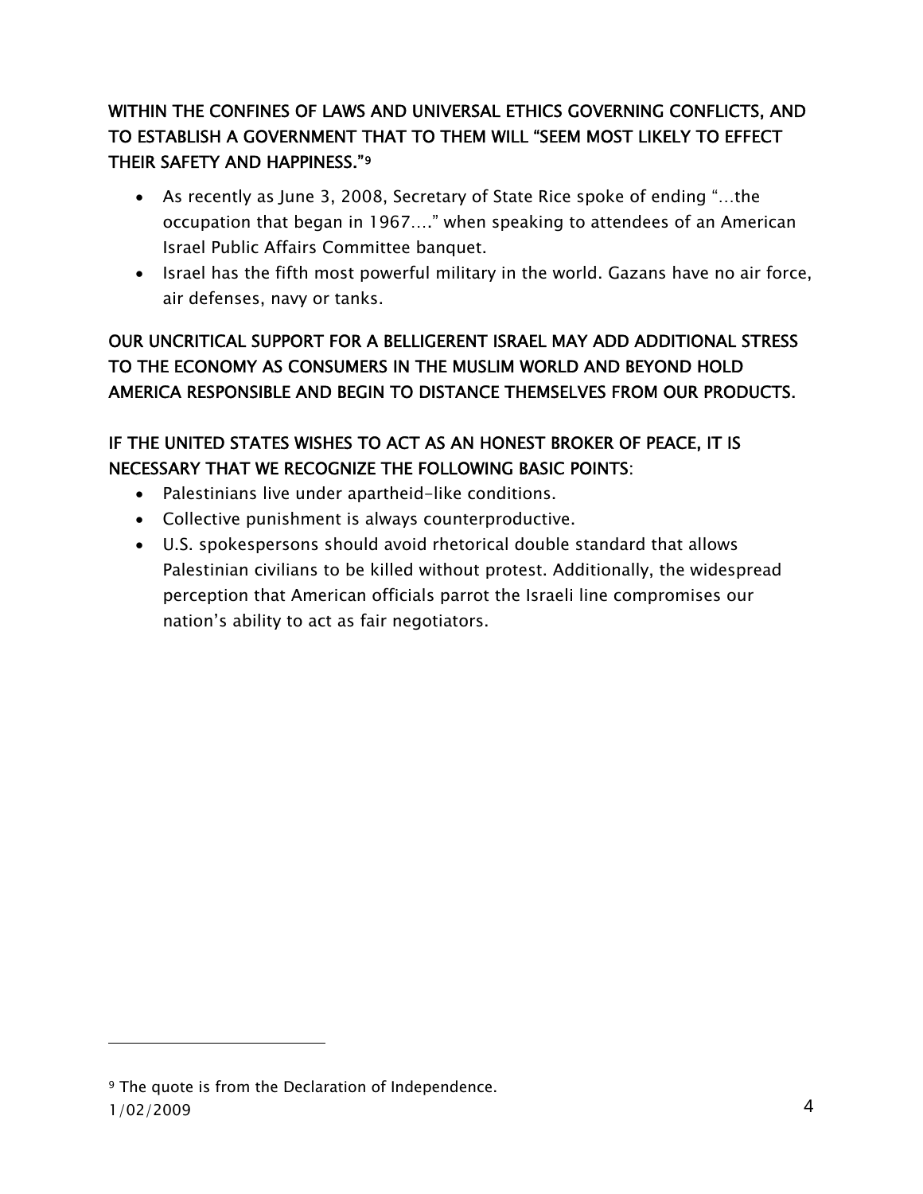**WITHIN THE CONFINES OF LAWS AND UNIVERSAL ETHICS GOVERNING CONFLICTS, AND TO ESTABLISH A GOVERNMENT THAT TO THEM WILL "SEEM MOST LIKELY TO EFFECT THEIR SAFETY AND HAPPINESS."[9]**

- As recently as June 3, 2008, Secretary of State Rice spoke of ending "…the occupation that began in 1967…." when speaking to attendees of an American Israel Public Affairs Committee banquet.
- Israel has the fifth most powerful military in the world. Gazans have no air force, air defenses, navy or tanks.

**OUR UNCRITICAL SUPPORT FOR A BELLIGERENT ISRAEL MAY ADD ADDITIONAL STRESS TO THE ECONOMY AS CONSUMERS IN THE MUSLIM WORLD AND BEYOND HOLD AMERICA RESPONSIBLE AND BEGIN TO DISTANCE THEMSELVES FROM OUR PRODUCTS.**

**IF THE UNITED STATES WISHES TO ACT AS AN HONEST BROKER OF PEACE, IT IS NECESSARY THAT WE RECOGNIZE THE FOLLOWING BASIC POINTS**:

- Palestinians live under apartheid-like conditions.
- Collective punishment is always counterproductive.
- U.S. spokespersons should avoid rhetorical double standard that allows Palestinian civilians to be killed without protest. Additionally, the widespread perception that American officials parrot the Israeli line compromises our nation's ability to act as fair negotiators.

[9] The quote is from the Declaration of Independence.